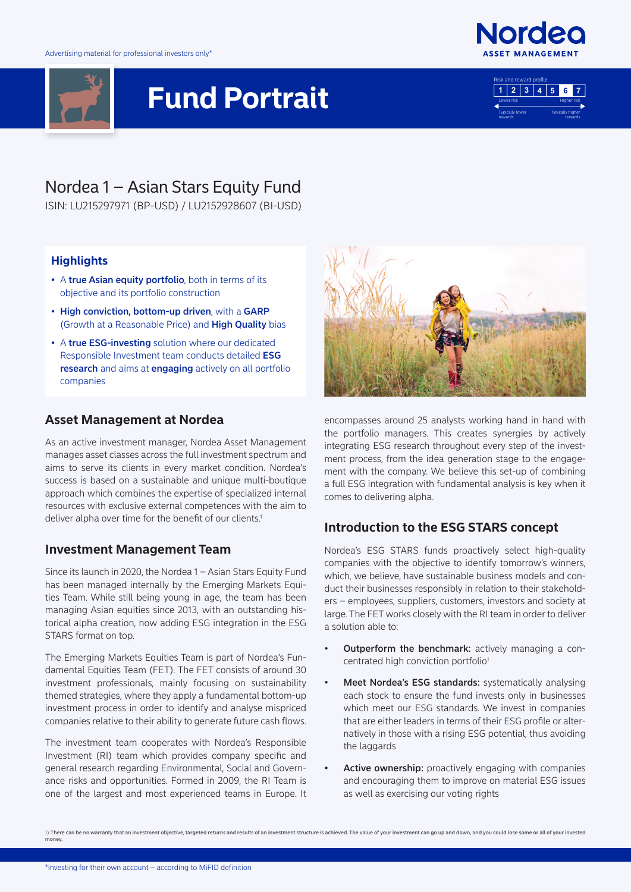Advertising material for professional investors only*

Nordea ASSET MANAGEMENT

# Fund Portrait

Risk and reward profile

| 1 | 2 | 3 | 4 | 5 | 6 | 7 |
|---|---|---|---|---|---|---|

Lower risk — Higher risk
Typically lower rewards — Typically higher rewards

## Nordea 1 – Asian Stars Equity Fund

ISIN: LU215297971 (BP-USD) / LU2152928607 (BI-USD)

### Highlights

- A **true Asian equity portfolio**, both in terms of its objective and its portfolio construction
- **High conviction, bottom-up driven**, with a **GARP** (Growth at a Reasonable Price) and **High Quality** bias
- A **true ESG-investing** solution where our dedicated Responsible Investment team conducts detailed **ESG research** and aims at **engaging** actively on all portfolio companies

### Asset Management at Nordea

As an active investment manager, Nordea Asset Management manages asset classes across the full investment spectrum and aims to serve its clients in every market condition. Nordea's success is based on a sustainable and unique multi-boutique approach which combines the expertise of specialized internal resources with exclusive external competences with the aim to deliver alpha over time for the benefit of our clients.[1]

### Investment Management Team

Since its launch in 2020, the Nordea 1 – Asian Stars Equity Fund has been managed internally by the Emerging Markets Equities Team. While still being young in age, the team has been managing Asian equities since 2013, with an outstanding historical alpha creation, now adding ESG integration in the ESG STARS format on top.

The Emerging Markets Equities Team is part of Nordea's Fundamental Equities Team (FET). The FET consists of around 30 investment professionals, mainly focusing on sustainability themed strategies, where they apply a fundamental bottom-up investment process in order to identify and analyse mispriced companies relative to their ability to generate future cash flows.

The investment team cooperates with Nordea's Responsible Investment (RI) team which provides company specific and general research regarding Environmental, Social and Governance risks and opportunities. Formed in 2009, the RI Team is one of the largest and most experienced teams in Europe. It encompasses around 25 analysts working hand in hand with the portfolio managers. This creates synergies by actively integrating ESG research throughout every step of the investment process, from the idea generation stage to the engagement with the company. We believe this set-up of combining a full ESG integration with fundamental analysis is key when it comes to delivering alpha.

### Introduction to the ESG STARS concept

Nordea's ESG STARS funds proactively select high-quality companies with the objective to identify tomorrow's winners, which, we believe, have sustainable business models and conduct their businesses responsibly in relation to their stakeholders – employees, suppliers, customers, investors and society at large. The FET works closely with the RI team in order to deliver a solution able to:

- **Outperform the benchmark:** actively managing a concentrated high conviction portfolio[1]
- **Meet Nordea's ESG standards:** systematically analysing each stock to ensure the fund invests only in businesses which meet our ESG standards. We invest in companies that are either leaders in terms of their ESG profile or alternatively in those with a rising ESG potential, thus avoiding the laggards
- **Active ownership:** proactively engaging with companies and encouraging them to improve on material ESG issues as well as exercising our voting rights

1) **There can be no warranty that an investment objective, targeted returns and results of an investment structure is achieved. The value of your investment can go up and down, and you could lose some or all of your invested money.**

*investing for their own account – according to MiFID definition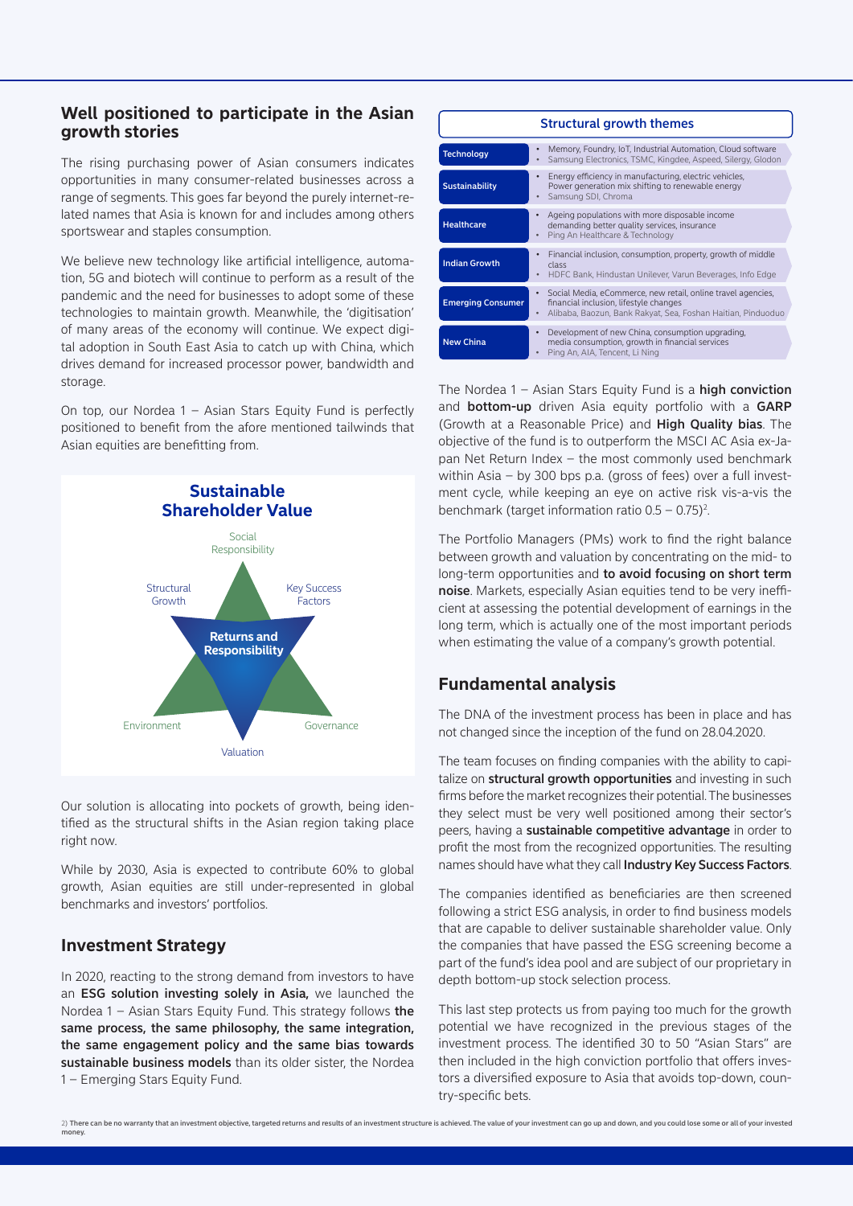## Well positioned to participate in the Asian growth stories

The rising purchasing power of Asian consumers indicates opportunities in many consumer-related businesses across a range of segments. This goes far beyond the purely internet-related names that Asia is known for and includes among others sportswear and staples consumption.

We believe new technology like artificial intelligence, automation, 5G and biotech will continue to perform as a result of the pandemic and the need for businesses to adopt some of these technologies to maintain growth. Meanwhile, the 'digitisation' of many areas of the economy will continue. We expect digital adoption in South East Asia to catch up with China, which drives demand for increased processor power, bandwidth and storage.

On top, our Nordea 1 – Asian Stars Equity Fund is perfectly positioned to benefit from the afore mentioned tailwinds that Asian equities are benefitting from.

**Sustainable Shareholder Value**

Social Responsibility

Structural Growth

Key Success Factors

**Returns and Responsibility**

Environment

Governance

Valuation

Our solution is allocating into pockets of growth, being identified as the structural shifts in the Asian region taking place right now.

While by 2030, Asia is expected to contribute 60% to global growth, Asian equities are still under-represented in global benchmarks and investors' portfolios.

## Investment Strategy

In 2020, reacting to the strong demand from investors to have an **ESG solution investing solely in Asia,** we launched the Nordea 1 – Asian Stars Equity Fund. This strategy follows **the same process, the same philosophy, the same integration, the same engagement policy and the same bias towards sustainable business models** than its older sister, the Nordea 1 – Emerging Stars Equity Fund.

| Structural growth themes | |
|---|---|
| **Technology** | • Memory, Foundry, IoT, Industrial Automation, Cloud software<br>• Samsung Electronics, TSMC, Kingdee, Aspeed, Silergy, Glodon |
| **Sustainability** | • Energy efficiency in manufacturing, electric vehicles, Power generation mix shifting to renewable energy<br>• Samsung SDI, Chroma |
| **Healthcare** | • Ageing populations with more disposable income demanding better quality services, insurance<br>• Ping An Healthcare & Technology |
| **Indian Growth** | • Financial inclusion, consumption, property, growth of middle class<br>• HDFC Bank, Hindustan Unilever, Varun Beverages, Info Edge |
| **Emerging Consumer** | • Social Media, eCommerce, new retail, online travel agencies, financial inclusion, lifestyle changes<br>• Alibaba, Baozun, Bank Rakyat, Sea, Foshan Haitian, Pinduoduo |
| **New China** | • Development of new China, consumption upgrading, media consumption, growth in financial services<br>• Ping An, AIA, Tencent, Li Ning |

The Nordea 1 – Asian Stars Equity Fund is a **high conviction** and **bottom-up** driven Asia equity portfolio with a **GARP** (Growth at a Reasonable Price) and **High Quality bias**. The objective of the fund is to outperform the MSCI AC Asia ex-Japan Net Return Index – the most commonly used benchmark within Asia – by 300 bps p.a. (gross of fees) over a full investment cycle, while keeping an eye on active risk vis-a-vis the benchmark (target information ratio 0.5 – 0.75)[2].

The Portfolio Managers (PMs) work to find the right balance between growth and valuation by concentrating on the mid- to long-term opportunities and **to avoid focusing on short term noise**. Markets, especially Asian equities tend to be very inefficient at assessing the potential development of earnings in the long term, which is actually one of the most important periods when estimating the value of a company's growth potential.

## Fundamental analysis

The DNA of the investment process has been in place and has not changed since the inception of the fund on 28.04.2020.

The team focuses on finding companies with the ability to capitalize on **structural growth opportunities** and investing in such firms before the market recognizes their potential. The businesses they select must be very well positioned among their sector's peers, having a **sustainable competitive advantage** in order to profit the most from the recognized opportunities. The resulting names should have what they call **Industry Key Success Factors**.

The companies identified as beneficiaries are then screened following a strict ESG analysis, in order to find business models that are capable to deliver sustainable shareholder value. Only the companies that have passed the ESG screening become a part of the fund's idea pool and are subject of our proprietary in depth bottom-up stock selection process.

This last step protects us from paying too much for the growth potential we have recognized in the previous stages of the investment process. The identified 30 to 50 "Asian Stars" are then included in the high conviction portfolio that offers investors a diversified exposure to Asia that avoids top-down, country-specific bets.

2) **There can be no warranty that an investment objective, targeted returns and results of an investment structure is achieved. The value of your investment can go up and down, and you could lose some or all of your invested money.**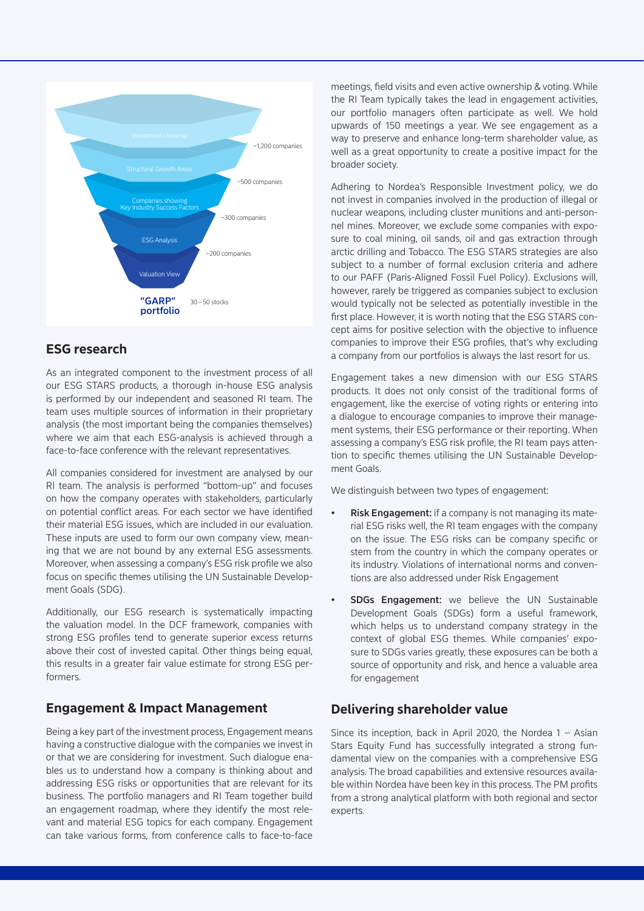Investment Universe

~1,200 companies

Structural Growth Areas

~500 companies

Companies showing Key Industry Success Factors

~300 companies

ESG Analysis

~200 companies

Valuation View

**"GARP" portfolio** 30 – 50 stocks

## ESG research

As an integrated component to the investment process of all our ESG STARS products, a thorough in-house ESG analysis is performed by our independent and seasoned RI team. The team uses multiple sources of information in their proprietary analysis (the most important being the companies themselves) where we aim that each ESG-analysis is achieved through a face-to-face conference with the relevant representatives.

All companies considered for investment are analysed by our RI team. The analysis is performed "bottom-up" and focuses on how the company operates with stakeholders, particularly on potential conflict areas. For each sector we have identified their material ESG issues, which are included in our evaluation. These inputs are used to form our own company view, meaning that we are not bound by any external ESG assessments. Moreover, when assessing a company's ESG risk profile we also focus on specific themes utilising the UN Sustainable Development Goals (SDG).

Additionally, our ESG research is systematically impacting the valuation model. In the DCF framework, companies with strong ESG profiles tend to generate superior excess returns above their cost of invested capital. Other things being equal, this results in a greater fair value estimate for strong ESG performers.

## Engagement & Impact Management

Being a key part of the investment process, Engagement means having a constructive dialogue with the companies we invest in or that we are considering for investment. Such dialogue enables us to understand how a company is thinking about and addressing ESG risks or opportunities that are relevant for its business. The portfolio managers and RI Team together build an engagement roadmap, where they identify the most relevant and material ESG topics for each company. Engagement can take various forms, from conference calls to face-to-face meetings, field visits and even active ownership & voting. While the RI Team typically takes the lead in engagement activities, our portfolio managers often participate as well. We hold upwards of 150 meetings a year. We see engagement as a way to preserve and enhance long-term shareholder value, as well as a great opportunity to create a positive impact for the broader society.

Adhering to Nordea's Responsible Investment policy, we do not invest in companies involved in the production of illegal or nuclear weapons, including cluster munitions and anti-personnel mines. Moreover, we exclude some companies with exposure to coal mining, oil sands, oil and gas extraction through arctic drilling and Tobacco. The ESG STARS strategies are also subject to a number of formal exclusion criteria and adhere to our PAFF (Paris-Aligned Fossil Fuel Policy). Exclusions will, however, rarely be triggered as companies subject to exclusion would typically not be selected as potentially investible in the first place. However, it is worth noting that the ESG STARS concept aims for positive selection with the objective to influence companies to improve their ESG profiles, that's why excluding a company from our portfolios is always the last resort for us.

Engagement takes a new dimension with our ESG STARS products. It does not only consist of the traditional forms of engagement, like the exercise of voting rights or entering into a dialogue to encourage companies to improve their management systems, their ESG performance or their reporting. When assessing a company's ESG risk profile, the RI team pays attention to specific themes utilising the UN Sustainable Development Goals.

We distinguish between two types of engagement:

- **Risk Engagement:** if a company is not managing its material ESG risks well, the RI team engages with the company on the issue. The ESG risks can be company specific or stem from the country in which the company operates or its industry. Violations of international norms and conventions are also addressed under Risk Engagement
- **SDGs Engagement:** we believe the UN Sustainable Development Goals (SDGs) form a useful framework, which helps us to understand company strategy in the context of global ESG themes. While companies' exposure to SDGs varies greatly, these exposures can be both a source of opportunity and risk, and hence a valuable area for engagement

## Delivering shareholder value

Since its inception, back in April 2020, the Nordea 1 – Asian Stars Equity Fund has successfully integrated a strong fundamental view on the companies with a comprehensive ESG analysis. The broad capabilities and extensive resources available within Nordea have been key in this process. The PM profits from a strong analytical platform with both regional and sector experts.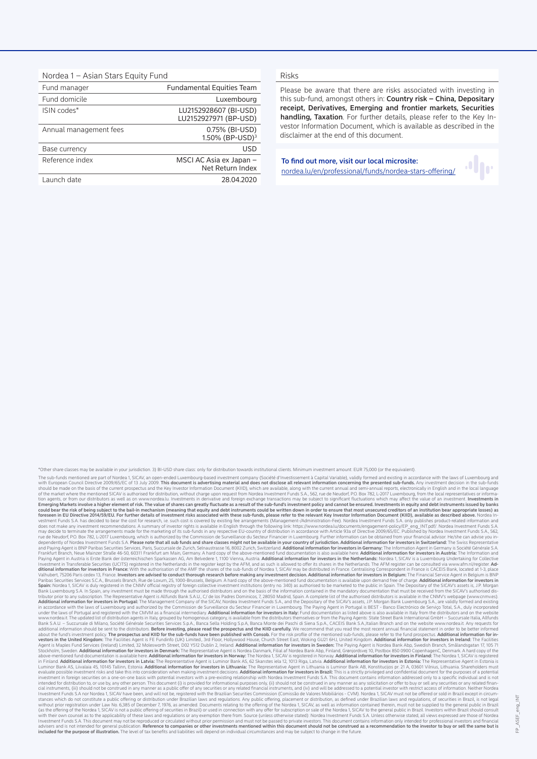| Nordea 1 – Asian Stars Equity Fund | |
|---|---|
| Fund manager | Fundamental Equities Team |
| Fund domicile | Luxembourg |
| ISIN codes* | LU2152928607 (BI-USD) LU2152927971 (BP-USD) |
| Annual management fees | 0.75% (BI-USD) 1.50% (BP-USD)[3] |
| Base currency | USD |
| Reference index | MSCI AC Asia ex Japan – Net Return Index |
| Launch date | 28.04.2020 |

## Risks

Please be aware that there are risks associated with investing in this sub-fund, amongst others in: **Country risk – China, Depositary receipt, Derivatives, Emerging and frontier markets, Securities handling, Taxation**. For further details, please refer to the Key Investor Information Document, which is available as described in the disclaimer at the end of this document.

**To find out more, visit our local microsite:**
nordea.lu/en/professional/funds/nordea-stars-offering/

*Other share classes may be available in your jurisdiction. 3) BI-USD share class: only for distribution towards institutional clients. Minimum investment amount: EUR 75,000 (or the equivalent).

The sub-funds mentioned are part of Nordea 1, SICAV, an open-ended Luxembourg-based investment company (Société d'Investissement à Capital Variable), validly formed and existing in accordance with the laws of Luxembourg and with European Council Directive 2009/65/EC of 13 July 2009. **This document is advertising material and does not disclose all relevant information concerning the presented sub-funds.** Any investment decision in the sub-funds should be made on the basis of the current prospectus and the Key Investor Information Document (KIID), which are available, along with the current annual and semi-annual reports, electronically in English and in the local language of the market where the mentioned SICAV is authorised for distribution, without charge upon request from Nordea Investment Funds S.A., 562, rue de Neudorf, P.O. Box 782, L-2017 Luxembourg, from the local representatives or information agents, or from our distributors as well as on www.nordea.lu. Investments in derivative and foreign exchange transactions may be subject to significant fluctuations which may affect the value of an investment. **Investments in Emerging Markets involve a higher element of risk. The value of shares can greatly fluctuate as a result of the sub-fund's investment policy and cannot be ensured. Investments in equity and debt instruments issued by banks could bear the risk of being subject to the bail-in mechanism (meaning that equity and debt instruments could be written down in order to ensure that most unsecured creditors of an institution bear appropriate losses) as foreseen in EU Directive 2014/59/EU. For further details of investment risks associated with these sub-funds, please refer to the relevant Key Investor Information Document (KIID), available as described above.** Nordea Investment Funds S.A. has decided to bear the cost for research, i.e. such cost is covered by existing fee arrangements (Management-/Administration-Fee). Nordea Investment Funds S.A. only publishes product-related information and does not make any investment recommendations. A summary of investor rights is available in English through the following link: https://www.nordea.lu/documents/engagement-policy/EP_eng_INT.pdf/. Nordea Investment Funds S.A. may decide to terminate the arrangements made for the marketing of its sub-funds in any respective EU-country of distribution in accordance with Article 93a of Directive 2009/65/EC. Published by Nordea Investment Funds S.A., 562, rue de Neudorf, P.O. Box 782, L-2017 Luxembourg, which is authorized by the Commission de Surveillance du Secteur Financier in Luxembourg. Further information can be obtained from your financial advisor. He/she can advise you independently of Nordea Investment Funds S.A. **Please note that all sub funds and share classes might not be available in your country of jurisdiction. Additional information for investors in Switzerland:** The Swiss Representative and Paying Agent is BNP Paribas Securities Services, Paris, Succursale de Zurich, Selnaustrasse 16, 8002 Zurich, Switzerland. **Additional information for investors in Germany:** The Information Agent in Germany is Société Générale S.A. Frankfurt Branch, Neue Mainzer Straße 46-50, 60311 Frankfurt am Main, Germany. A hard copy of the above-mentioned fund documentation is also available here. **Additional information for investors in Austria:** The Information and Paying Agent in Austria is Erste Bank der österreichischen Sparkassen AG, Am Belvedere 1, 1100 Vienna, Austria. **Additional information for investors in the Netherlands:** Nordea 1, SICAV is a Luxembourg Undertaking for Collective Investment in Transferable Securities (UCITS) registered in the Netherlands in the register kept by the AFM, and as such is allowed to offer its shares in the Netherlands. The AFM register can be consulted via www.afm.nl/register. **Additional information for investors in France:** With the authorisation of the AMF the shares of the sub-funds of Nordea 1, SICAV may be distributed in France. Centralising Correspondent in France is CACEIS Bank, located at 1-3, place Valhubert, 75206 Paris cedex 13, France. **Investors are advised to conduct thorough research before making any investment decision. Additional information for investors in Belgium:** The Financial Service Agent in Belgium is BNP Paribas Securities Services S.C.A., Brussels Branch, Rue de Loxum, 25, 1000-Brussels, Belgium. A hard copy of the above-mentioned fund documentation is available upon demand free of charge. **Additional information for investors in Spain:** Nordea 1, SICAV is duly registered in the CNMV official registry of foreign collective investment institutions (entry no. 340) as authorised to be marketed to the public in Spain. The Depositary of the SICAV's assets is, J.P. Morgan Bank Luxembourg S.A. In Spain, any investment must be made through the authorised distributors and on the basis of the information contained in the mandatory documentation that must be received from the SICAV's authorised distributor prior to any subscription. The Representative Agent is Allfunds Bank S.A.U., C/ de los Padres Dominicos, 7, 28050 Madrid, Spain. A complete list of the authorised distributors is available in the CNMV's webpage (www.cnmv.es). **Additional information for investors in Portugal:** The Management Company of the SICAV, Nordea Investment Funds S.A., and the Depositary of the SICAV's assets, J.P. Morgan Bank Luxembourg S.A., are validly formed and existing in accordance with the laws of Luxembourg and authorized by the Commission de Surveillance du Secteur Financier in Luxembourg. The Paying Agent in Portugal is BEST - Banco Electrónico de Serviço Total, S.A., duly incorporated under the laws of Portugal and registered with the CMVM as a financial intermediary. **Additional information for investors in Italy:** Fund documentation as listed above is also available in Italy from the distributors and on the website www.nordea.it. The updated list of distribution agents in Italy, grouped by homogenous category, is available from the distributors themselves or from the Paying Agents: State Street Bank International GmbH – Succursale Italia, Allfunds Bank S.A.U. – Succursale di Milano, Société Générale Securities Services S.p.A., Banca Sella Holding S.p.A, Banca Monte dei Paschi di Siena S.p.A., CACEIS Bank S.A.,Italian Branch and on the website www.nordea.it. Any requests for additional information should be sent to the distributors. **Before investing, please read the prospectus and the KIID carefully.** We recommend that you read the most recent annual financial statement in order to be better informed about the fund's investment policy. **The prospectus and KIID for the sub-funds have been published with Consob.** For the risk profile of the mentioned sub-funds, please refer to the fund prospectus. **Additional information for investors in the United Kingdom:** The Facilities Agent is FE Fundinfo (UK) Limited., 3rd Floor, Hollywood House, Church Street East, Woking GU21 6HJ, United Kingdom. **Additional information for investors in Ireland:** The Facilities Agent is Maples Fund Services (Ireland) Limited, 32 Molesworth Street, D02 Y512 Dublin 2, Ireland. **Additional information for investors in Sweden:** The Paying Agent is Nordea Bank Abp, Swedish Branch, Smålandsgatan 17, 105 71 Stockholm, Sweden. **Additional information for investors in Denmark:** The Representative Agent is Nordea Danmark, Filial af Nordea Bank Abp, Finland, Grønjordsvej 10, Postbox 850 0900 CopenhagenC, Denmark. A hard copy of the above-mentioned fund documentation is available here. **Additional information for investors in Norway:** The Nordea 1, SICAV is registered in Norway. **Additional information for investors in Finland:** The Nordea 1, SICAV is registered in Finland. **Additional information for investors in Latvia:** The Representative Agent is Luminor Bank AS, 62 Skanstes iela 12, 1013 Riga, Latvia. **Additional information for investors in Estonia:** The Representative Agent in Estonia is Luminor Bank AS, Liivalaia 45, 10145 Tallinn, Estonia. **Additional information for investors in Lithuania:** The Representative Agent in Lithuania is Luminor Bank AB, Konstitucijos pr. 21 A, 03601 Vilnius, Lithuania. Shareholders must evaluate possible investment risks and take this into consideration when making investment decisions. **Additional information for investors in Brazil:** This is a strictly privileged and confidential document for the purposes of a potential investment in foreign securities on a one-on-one basis with potential investors with a pre-existing relationship with Nordea Investment Funds S.A. This document contains information addressed only to a specific individual and is not intended for distribution to, or use by, any other person. This document (i) is provided for informational purposes only, (ii) should not be construed in any manner as any solicitation or offer to buy or sell any securities or any related financial instruments, (iii) should not be construed in any manner as a public offer of any securities or any related financial instruments, and (iv) and will be addressed to a potential investor with restrict access of information. Neither Nordea Investment Funds S.A nor Nordea 1, SICAV have been, and will not be, registered with the Brazilian Securities Commission (Comissão de Valores Mobiliários - CVM). Nordea 1, SICAV must not be offered or sold in Brazil except in circumstances which do not constitute a public offering or distribution under Brazilian laws and regulations. Any public offering, placement or distribution, as defined under Brazilian laws and regulations, of securities in Brazil, is not legal without prior registration under Law No. 6,385 of December 7, 1976, as amended. Documents relating to the offering of the Nordea 1, SICAV, as well as information contained therein, must not be supplied to the general public in Brazil (as the offering of the Nordea 1, SICAV is not a public offering of securities in Brazil) or used in connection with any offer for subscription or sale of the Nordea 1, SICAV to the general public in Brazil. Investors within Brazil should consult with their own counsel as to the applicability of these laws and regulations or any exemption there from. Source (unless otherwise stated): Nordea Investment Funds S.A. Unless otherwise stated, all views expressed are those of Nordea Investment Funds S.A. This document may not be reproduced or circulated without prior permission and must not be passed to private investors. This document contains information only intended for professional investors and financial advisers and is not intended for general publication. **Reference to companies or other investments mentioned within this document should not be construed as a recommendation to the investor to buy or sell the same but is included for the purpose of illustration.** The level of tax benefits and liabilities will depend on individual circumstances and may be subject to change in the future.